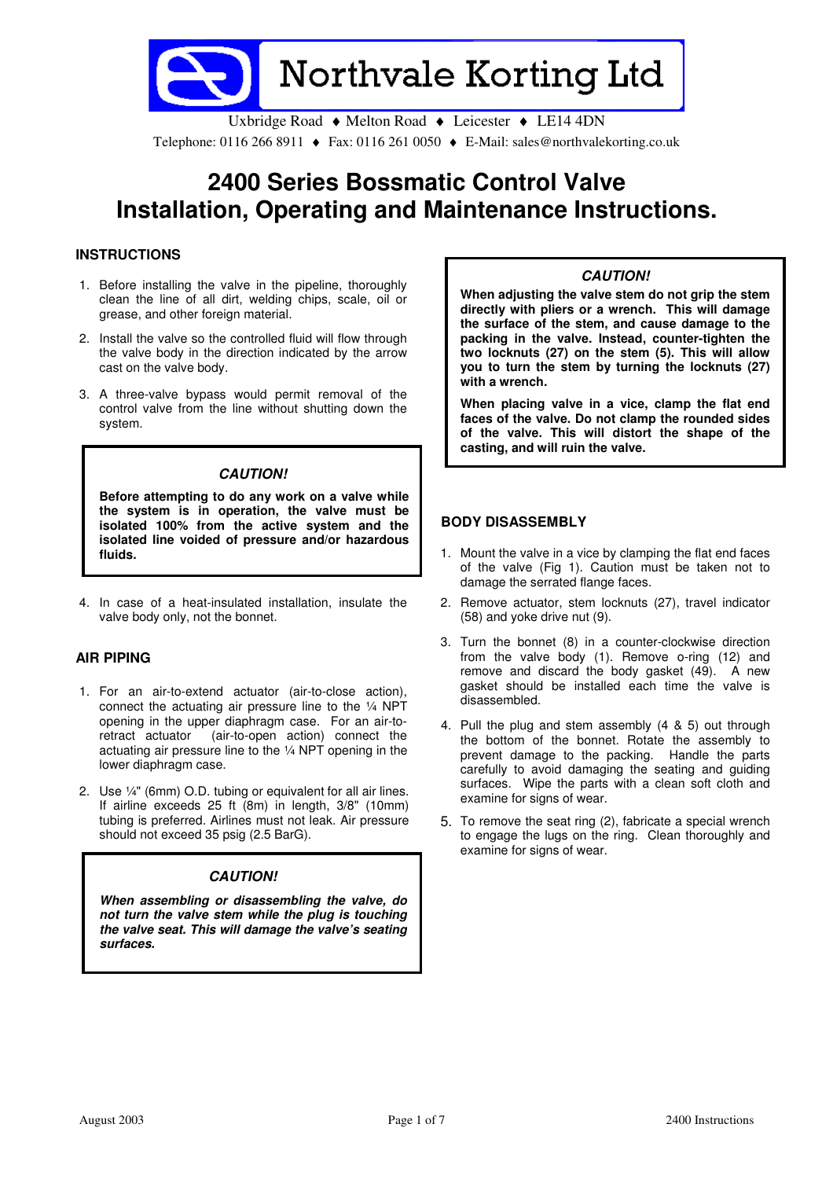# Northvale Korting Ltd

Uxbridge Road ♦ Melton Road ♦ Leicester ♦ LE14 4DN

Telephone: 0116 266 8911 ♦ Fax: 0116 261 0050 ♦ E-Mail: sales@northvalekorting.co.uk

# 2400 Series Bossmatic Control Valve Installation, Operating and Maintenance Instructions.

## INSTRUCTIONS

1. Before installing the valve in the pipeline, thoroughly clean the line of all dirt, welding chips, scale, oil or grease, and other foreign material.
2. Install the valve so the controlled fluid will flow through the valve body in the direction indicated by the arrow cast on the valve body.
3. A three-valve bypass would permit removal of the control valve from the line without shutting down the system.

> ***CAUTION!***
>
> **Before attempting to do any work on a valve while the system is in operation, the valve must be isolated 100% from the active system and the isolated line voided of pressure and/or hazardous fluids.**

4. In case of a heat-insulated installation, insulate the valve body only, not the bonnet.

## AIR PIPING

1. For an air-to-extend actuator (air-to-close action), connect the actuating air pressure line to the ¼ NPT opening in the upper diaphragm case. For an air-to-retract actuator (air-to-open action) connect the actuating air pressure line to the ¼ NPT opening in the lower diaphragm case.
2. Use ¼" (6mm) O.D. tubing or equivalent for all air lines. If airline exceeds 25 ft (8m) in length, 3/8" (10mm) tubing is preferred. Airlines must not leak. Air pressure should not exceed 35 psig (2.5 BarG).

> ***CAUTION!***
>
> ***When assembling or disassembling the valve, do not turn the valve stem while the plug is touching the valve seat. This will damage the valve's seating surfaces.***

> ***CAUTION!***
>
> **When adjusting the valve stem do not grip the stem directly with pliers or a wrench. This will damage the surface of the stem, and cause damage to the packing in the valve. Instead, counter-tighten the two locknuts (27) on the stem (5). This will allow you to turn the stem by turning the locknuts (27) with a wrench.**
>
> **When placing valve in a vice, clamp the flat end faces of the valve. Do not clamp the rounded sides of the valve. This will distort the shape of the casting, and will ruin the valve.**

## BODY DISASSEMBLY

1. Mount the valve in a vice by clamping the flat end faces of the valve (Fig 1). Caution must be taken not to damage the serrated flange faces.
2. Remove actuator, stem locknuts (27), travel indicator (58) and yoke drive nut (9).
3. Turn the bonnet (8) in a counter-clockwise direction from the valve body (1). Remove o-ring (12) and remove and discard the body gasket (49). A new gasket should be installed each time the valve is disassembled.
4. Pull the plug and stem assembly (4 & 5) out through the bottom of the bonnet. Rotate the assembly to prevent damage to the packing. Handle the parts carefully to avoid damaging the seating and guiding surfaces. Wipe the parts with a clean soft cloth and examine for signs of wear.
5. To remove the seat ring (2), fabricate a special wrench to engage the lugs on the ring. Clean thoroughly and examine for signs of wear.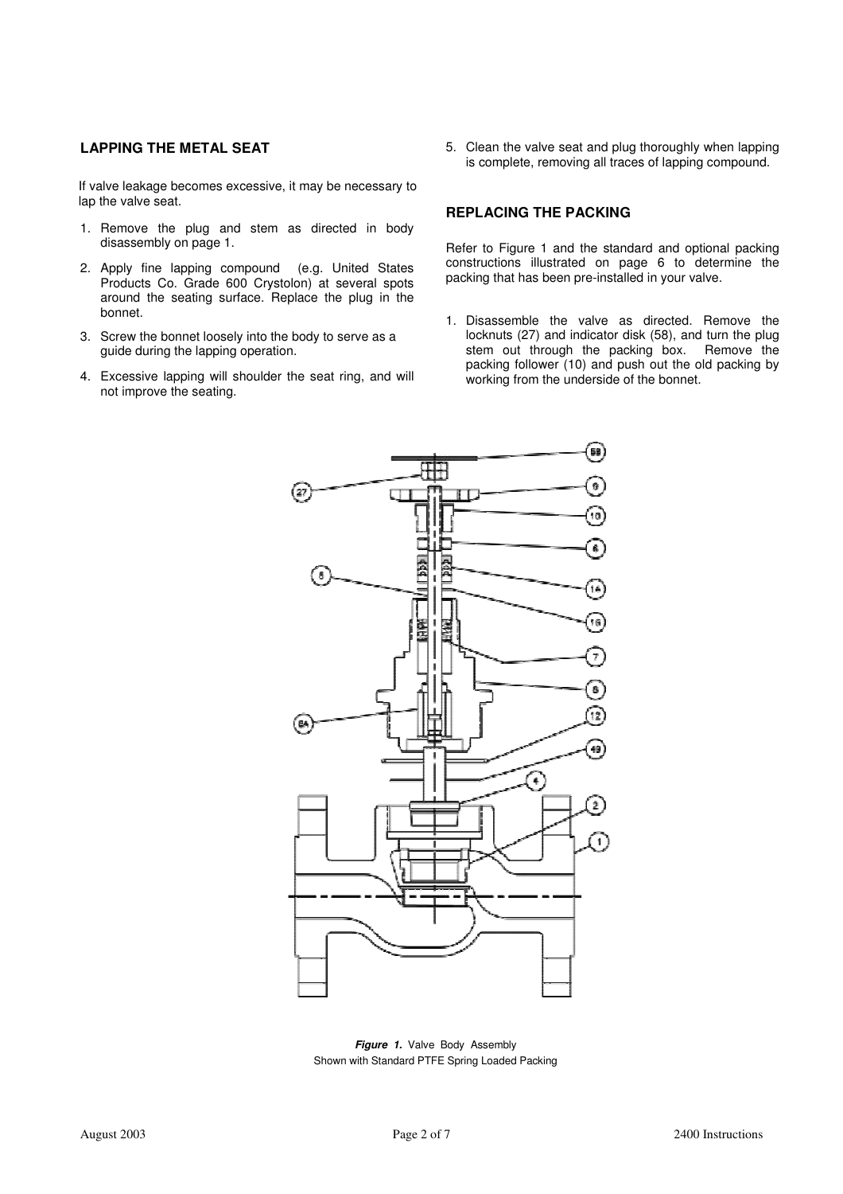## LAPPING THE METAL SEAT

If valve leakage becomes excessive, it may be necessary to lap the valve seat.

1. Remove the plug and stem as directed in body disassembly on page 1.
2. Apply fine lapping compound (e.g. United States Products Co. Grade 600 Crystolon) at several spots around the seating surface. Replace the plug in the bonnet.
3. Screw the bonnet loosely into the body to serve as a guide during the lapping operation.
4. Excessive lapping will shoulder the seat ring, and will not improve the seating.
5. Clean the valve seat and plug thoroughly when lapping is complete, removing all traces of lapping compound.

## REPLACING THE PACKING

Refer to Figure 1 and the standard and optional packing constructions illustrated on page 6 to determine the packing that has been pre-installed in your valve.

1. Disassemble the valve as directed. Remove the locknuts (27) and indicator disk (58), and turn the plug stem out through the packing box. Remove the packing follower (10) and push out the old packing by working from the underside of the bonnet.

***Figure 1.*** Valve Body Assembly
Shown with Standard PTFE Spring Loaded Packing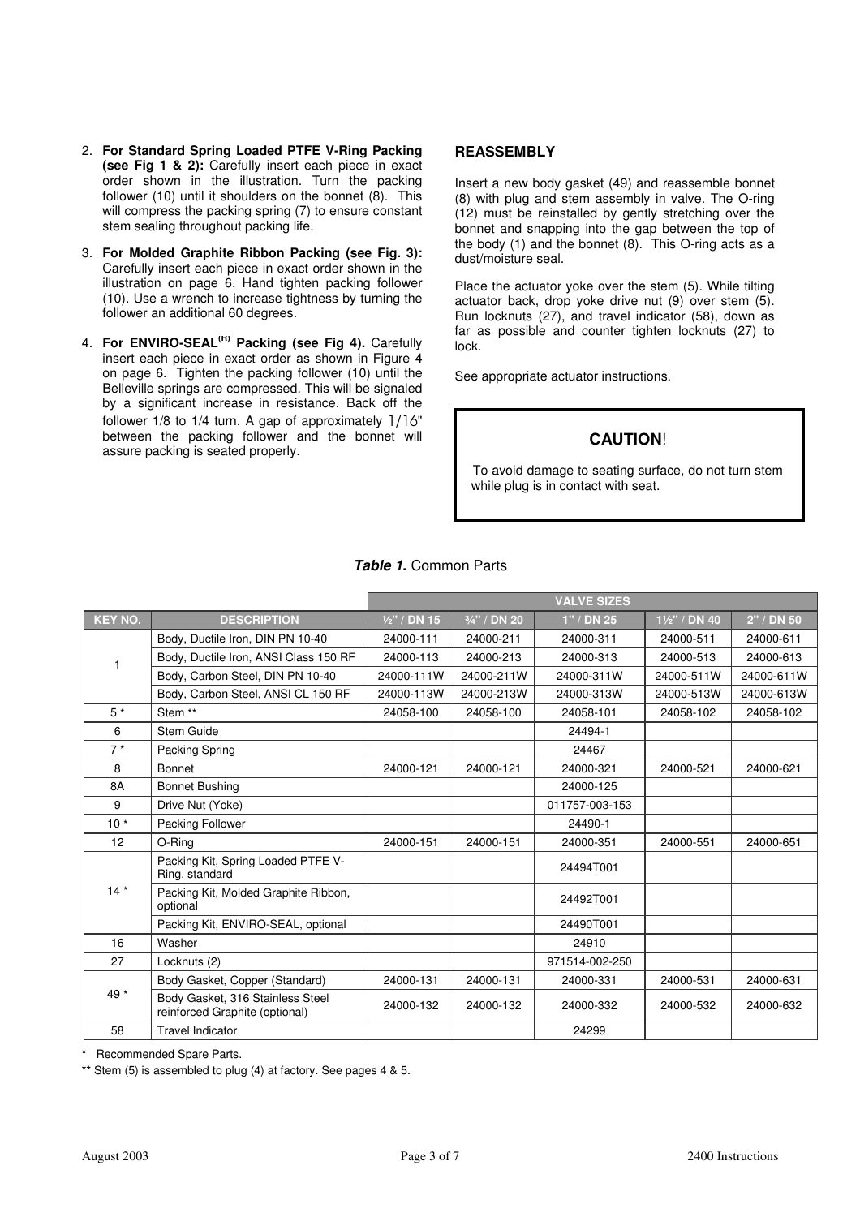2. **For Standard Spring Loaded PTFE V-Ring Packing (see Fig 1 & 2):** Carefully insert each piece in exact order shown in the illustration. Turn the packing follower (10) until it shoulders on the bonnet (8). This will compress the packing spring (7) to ensure constant stem sealing throughout packing life.

3. **For Molded Graphite Ribbon Packing (see Fig. 3):** Carefully insert each piece in exact order shown in the illustration on page 6. Hand tighten packing follower (10). Use a wrench to increase tightness by turning the follower an additional 60 degrees.

4. **For ENVIRO-SEAL[(R)] Packing (see Fig 4).** Carefully insert each piece in exact order as shown in Figure 4 on page 6. Tighten the packing follower (10) until the Belleville springs are compressed. This will be signaled by a significant increase in resistance. Back off the follower 1/8 to 1/4 turn. A gap of approximately 1/16" between the packing follower and the bonnet will assure packing is seated properly.

## REASSEMBLY

Insert a new body gasket (49) and reassemble bonnet (8) with plug and stem assembly in valve. The O-ring (12) must be reinstalled by gently stretching over the bonnet and snapping into the gap between the top of the body (1) and the bonnet (8). This O-ring acts as a dust/moisture seal.

Place the actuator yoke over the stem (5). While tilting actuator back, drop yoke drive nut (9) over stem (5). Run locknuts (27), and travel indicator (58), down as far as possible and counter tighten locknuts (27) to lock.

See appropriate actuator instructions.

**CAUTION!**

To avoid damage to seating surface, do not turn stem while plug is in contact with seat.

***Table 1.*** Common Parts

| | | VALVE SIZES | | | | |
|---|---|---|---|---|---|---|
| **KEY NO.** | **DESCRIPTION** | **½" / DN 15** | **¾" / DN 20** | **1" / DN 25** | **1½" / DN 40** | **2" / DN 50** |
| 1 | Body, Ductile Iron, DIN PN 10-40 | 24000-111 | 24000-211 | 24000-311 | 24000-511 | 24000-611 |
| | Body, Ductile Iron, ANSI Class 150 RF | 24000-113 | 24000-213 | 24000-313 | 24000-513 | 24000-613 |
| | Body, Carbon Steel, DIN PN 10-40 | 24000-111W | 24000-211W | 24000-311W | 24000-511W | 24000-611W |
| | Body, Carbon Steel, ANSI CL 150 RF | 24000-113W | 24000-213W | 24000-313W | 24000-513W | 24000-613W |
| 5 * | Stem ** | 24058-100 | 24058-100 | 24058-101 | 24058-102 | 24058-102 |
| 6 | Stem Guide | | | 24494-1 | | |
| 7 * | Packing Spring | | | 24467 | | |
| 8 | Bonnet | 24000-121 | 24000-121 | 24000-321 | 24000-521 | 24000-621 |
| 8A | Bonnet Bushing | | | 24000-125 | | |
| 9 | Drive Nut (Yoke) | | | 011757-003-153 | | |
| 10 * | Packing Follower | | | 24490-1 | | |
| 12 | O-Ring | 24000-151 | 24000-151 | 24000-351 | 24000-551 | 24000-651 |
| 14 * | Packing Kit, Spring Loaded PTFE V-Ring, standard | | | 24494T001 | | |
| | Packing Kit, Molded Graphite Ribbon, optional | | | 24492T001 | | |
| | Packing Kit, ENVIRO-SEAL, optional | | | 24490T001 | | |
| 16 | Washer | | | 24910 | | |
| 27 | Locknuts (2) | | | 971514-002-250 | | |
| 49 * | Body Gasket, Copper (Standard) | 24000-131 | 24000-131 | 24000-331 | 24000-531 | 24000-631 |
| | Body Gasket, 316 Stainless Steel reinforced Graphite (optional) | 24000-132 | 24000-132 | 24000-332 | 24000-532 | 24000-632 |
| 58 | Travel Indicator | | | 24299 | | |

**\*** Recommended Spare Parts.

**\*\*** Stem (5) is assembled to plug (4) at factory. See pages 4 & 5.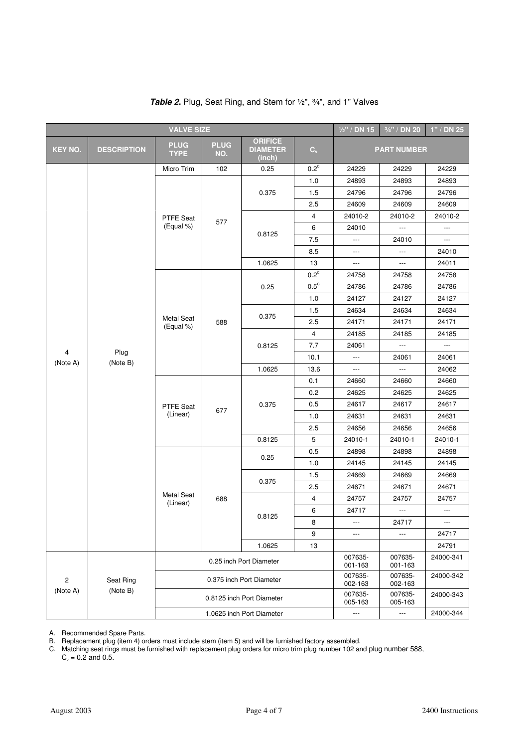**Table 2.** Plug, Seat Ring, and Stem for ½", ¾", and 1" Valves

| VALVE SIZE | | | | | | ½" / DN 15 | ¾" / DN 20 | 1" / DN 25 |
|---|---|---|---|---|---|---|---|---|
| KEY NO. | DESCRIPTION | PLUG TYPE | PLUG NO. | ORIFICE DIAMETER (inch) | $C_v$ | PART NUMBER | | |
| 4 (Note A) | Plug (Note B) | Micro Trim | 102 | 0.25 | 0.2[C] | 24229 | 24229 | 24229 |
| | | PTFE Seat (Equal %) | 577 | 0.375 | 1.0 | 24893 | 24893 | 24893 |
| | | | | | 1.5 | 24796 | 24796 | 24796 |
| | | | | | 2.5 | 24609 | 24609 | 24609 |
| | | | | 0.8125 | 4 | 24010-2 | 24010-2 | 24010-2 |
| | | | | | 6 | 24010 | --- | --- |
| | | | | | 7.5 | --- | 24010 | --- |
| | | | | | 8.5 | --- | --- | 24010 |
| | | | | 1.0625 | 13 | --- | --- | 24011 |
| | | Metal Seat (Equal %) | 588 | 0.25 | 0.2[C] | 24758 | 24758 | 24758 |
| | | | | | 0.5[C] | 24786 | 24786 | 24786 |
| | | | | | 1.0 | 24127 | 24127 | 24127 |
| | | | | 0.375 | 1.5 | 24634 | 24634 | 24634 |
| | | | | | 2.5 | 24171 | 24171 | 24171 |
| | | | | 0.8125 | 4 | 24185 | 24185 | 24185 |
| | | | | | 7.7 | 24061 | --- | --- |
| | | | | | 10.1 | --- | 24061 | 24061 |
| | | | | 1.0625 | 13.6 | --- | --- | 24062 |
| | | PTFE Seat (Linear) | 677 | 0.375 | 0.1 | 24660 | 24660 | 24660 |
| | | | | | 0.2 | 24625 | 24625 | 24625 |
| | | | | | 0.5 | 24617 | 24617 | 24617 |
| | | | | | 1.0 | 24631 | 24631 | 24631 |
| | | | | | 2.5 | 24656 | 24656 | 24656 |
| | | | | 0.8125 | 5 | 24010-1 | 24010-1 | 24010-1 |
| | | Metal Seat (Linear) | 688 | 0.25 | 0.5 | 24898 | 24898 | 24898 |
| | | | | | 1.0 | 24145 | 24145 | 24145 |
| | | | | 0.375 | 1.5 | 24669 | 24669 | 24669 |
| | | | | | 2.5 | 24671 | 24671 | 24671 |
| | | | | 0.8125 | 4 | 24757 | 24757 | 24757 |
| | | | | | 6 | 24717 | --- | --- |
| | | | | | 8 | --- | 24717 | --- |
| | | | | | 9 | --- | --- | 24717 |
| | | | | 1.0625 | 13 | | | 24791 |
| 2 (Note A) | Seat Ring (Note B) | 0.25 inch Port Diameter | | | | 007635-001-163 | 007635-001-163 | 24000-341 |
| | | 0.375 inch Port Diameter | | | | 007635-002-163 | 007635-002-163 | 24000-342 |
| | | 0.8125 inch Port Diameter | | | | 007635-005-163 | 007635-005-163 | 24000-343 |
| | | 1.0625 inch Port Diameter | | | | --- | --- | 24000-344 |

A. Recommended Spare Parts.
B. Replacement plug (item 4) orders must include stem (item 5) and will be furnished factory assembled.
C. Matching seat rings must be furnished with replacement plug orders for micro trim plug number 102 and plug number 588, $C_v$ = 0.2 and 0.5.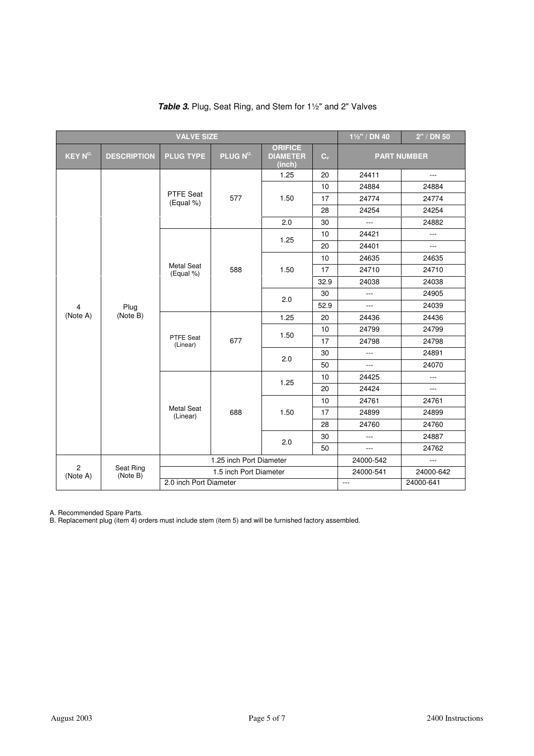***Table 3.*** Plug, Seat Ring, and Stem for 1½" and 2" Valves

| VALVE SIZE | | | | | | 1½" / DN 40 | 2" / DN 50 |
|---|---|---|---|---|---|---|---|
| KEY N^O. | DESCRIPTION | PLUG TYPE | PLUG N^O. | ORIFICE DIAMETER (inch) | $C_v$ | PART NUMBER | |
| 4 (Note A) | Plug (Note B) | PTFE Seat (Equal %) | 577 | 1.25 | 20 | 24411 | --- |
| | | | | 1.50 | 10 | 24884 | 24884 |
| | | | | | 17 | 24774 | 24774 |
| | | | | | 28 | 24254 | 24254 |
| | | | | 2.0 | 30 | --- | 24882 |
| | | Metal Seat (Equal %) | 588 | 1.25 | 10 | 24421 | --- |
| | | | | | 20 | 24401 | --- |
| | | | | 1.50 | 10 | 24635 | 24635 |
| | | | | | 17 | 24710 | 24710 |
| | | | | | 32.9 | 24038 | 24038 |
| | | | | 2.0 | 30 | --- | 24905 |
| | | | | | 52.9 | --- | 24039 |
| | | PTFE Seat (Linear) | 677 | 1.25 | 20 | 24436 | 24436 |
| | | | | 1.50 | 10 | 24799 | 24799 |
| | | | | | 17 | 24798 | 24798 |
| | | | | 2.0 | 30 | --- | 24891 |
| | | | | | 50 | --- | 24070 |
| | | Metal Seat (Linear) | 688 | 1.25 | 10 | 24425 | --- |
| | | | | | 20 | 24424 | --- |
| | | | | 1.50 | 10 | 24761 | 24761 |
| | | | | | 17 | 24899 | 24899 |
| | | | | | 28 | 24760 | 24760 |
| | | | | 2.0 | 30 | --- | 24887 |
| | | | | | 50 | --- | 24762 |
| 2 (Note A) | Seat Ring (Note B) | 1.25 inch Port Diameter | | | | 24000-542 | --- |
| | | 1.5 inch Port Diameter | | | | 24000-541 | 24000-642 |
| | | 2.0 inch Port Diameter | | | | --- | 24000-641 |

A. Recommended Spare Parts.
B. Replacement plug (item 4) orders must include stem (item 5) and will be furnished factory assembled.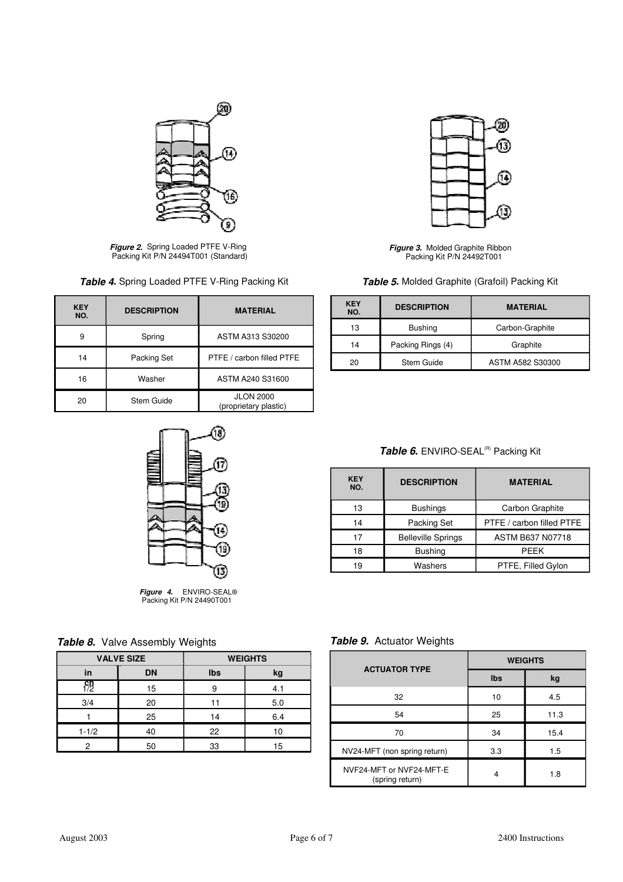*Figure 2.* Spring Loaded PTFE V-Ring Packing Kit P/N 24494T001 (Standard)

*Figure 3.* Molded Graphite Ribbon Packing Kit P/N 24492T001

***Table 4.*** Spring Loaded PTFE V-Ring Packing Kit

| KEY NO. | DESCRIPTION | MATERIAL |
|---|---|---|
| 9 | Spring | ASTM A313 S30200 |
| 14 | Packing Set | PTFE / carbon filled PTFE |
| 16 | Washer | ASTM A240 S31600 |
| 20 | Stem Guide | JLON 2000 (proprietary plastic) |

***Table 5.*** Molded Graphite (Grafoil) Packing Kit

| KEY NO. | DESCRIPTION | MATERIAL |
|---|---|---|
| 13 | Bushing | Carbon-Graphite |
| 14 | Packing Rings (4) | Graphite |
| 20 | Stem Guide | ASTM A582 S30300 |

*Figure 4.* ENVIRO-SEAL® Packing Kit P/N 24490T001

***Table 6.*** ENVIRO-SEAL(R) Packing Kit

| KEY NO. | DESCRIPTION | MATERIAL |
|---|---|---|
| 13 | Bushings | Carbon Graphite |
| 14 | Packing Set | PTFE / carbon filled PTFE |
| 17 | Belleville Springs | ASTM B637 N07718 |
| 18 | Bushing | PEEK |
| 19 | Washers | PTFE, Filled Gylon |

***Table 8.*** Valve Assembly Weights

| VALVE SIZE | | WEIGHTS | |
|---|---|---|---|
| inch | DN | lbs | kg |
| 1/2 | 15 | 9 | 4.1 |
| 3/4 | 20 | 11 | 5.0 |
| 1 | 25 | 14 | 6.4 |
| 1-1/2 | 40 | 22 | 10 |
| 2 | 50 | 33 | 15 |

***Table 9.*** Actuator Weights

| ACTUATOR TYPE | WEIGHTS | |
|---|---|---|
| | lbs | kg |
| 32 | 10 | 4.5 |
| 54 | 25 | 11.3 |
| 70 | 34 | 15.4 |
| NV24-MFT (non spring return) | 3.3 | 1.5 |
| NVF24-MFT or NVF24-MFT-E (spring return) | 4 | 1.8 |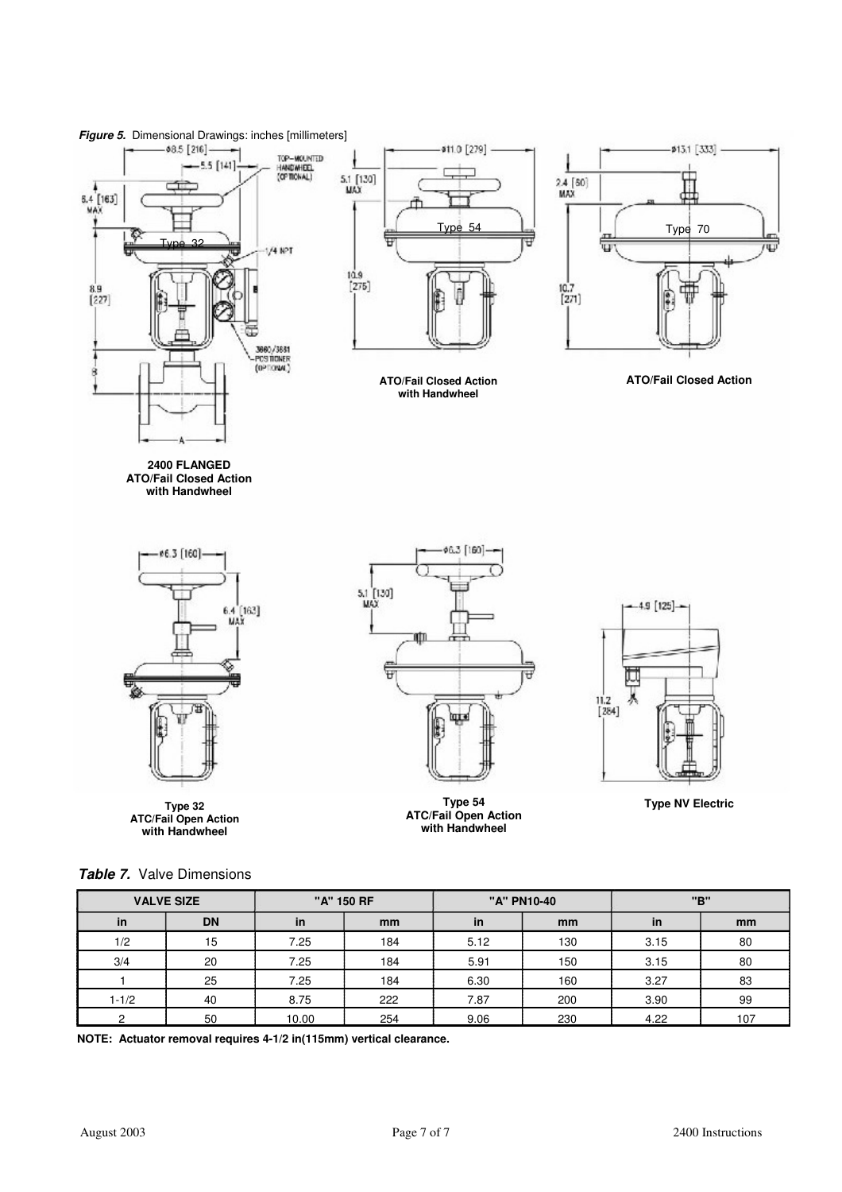***Figure 5.*** Dimensional Drawings: inches [millimeters]

Type 32

ø8.5 [216]

5.5 [141]

TOP-MOUNTED HANDWHEEL (OPTIONAL)

6.4 [163] MAX

1/4 NPT

8.9 [227]

3660/3661 POSITIONER (OPTIONAL)

B

A

**2400 FLANGED**
**ATO/Fail Closed Action**
**with Handwheel**

Type 54

ø11.0 [279]

5.1 [130] MAX

10.9 [276]

**ATO/Fail Closed Action**
**with Handwheel**

Type 70

ø13.1 [333]

2.4 [60] MAX

10.7 [271]

**ATO/Fail Closed Action**

ø6.3 [160]

6.4 [163] MAX

**Type 32**
**ATC/Fail Open Action**
**with Handwheel**

ø6.3 [160]

5.1 [130] MAX

**Type 54**
**ATC/Fail Open Action**
**with Handwheel**

4.9 [125]

11.2 [284]

**Type NV Electric**

***Table 7.*** Valve Dimensions

| VALVE SIZE | | "A" 150 RF | | "A" PN10-40 | | "B" | |
|---|---|---|---|---|---|---|---|
| in | DN | in | mm | in | mm | in | mm |
| 1/2 | 15 | 7.25 | 184 | 5.12 | 130 | 3.15 | 80 |
| 3/4 | 20 | 7.25 | 184 | 5.91 | 150 | 3.15 | 80 |
| 1 | 25 | 7.25 | 184 | 6.30 | 160 | 3.27 | 83 |
| 1-1/2 | 40 | 8.75 | 222 | 7.87 | 200 | 3.90 | 99 |
| 2 | 50 | 10.00 | 254 | 9.06 | 230 | 4.22 | 107 |

**NOTE: Actuator removal requires 4-1/2 in(115mm) vertical clearance.**